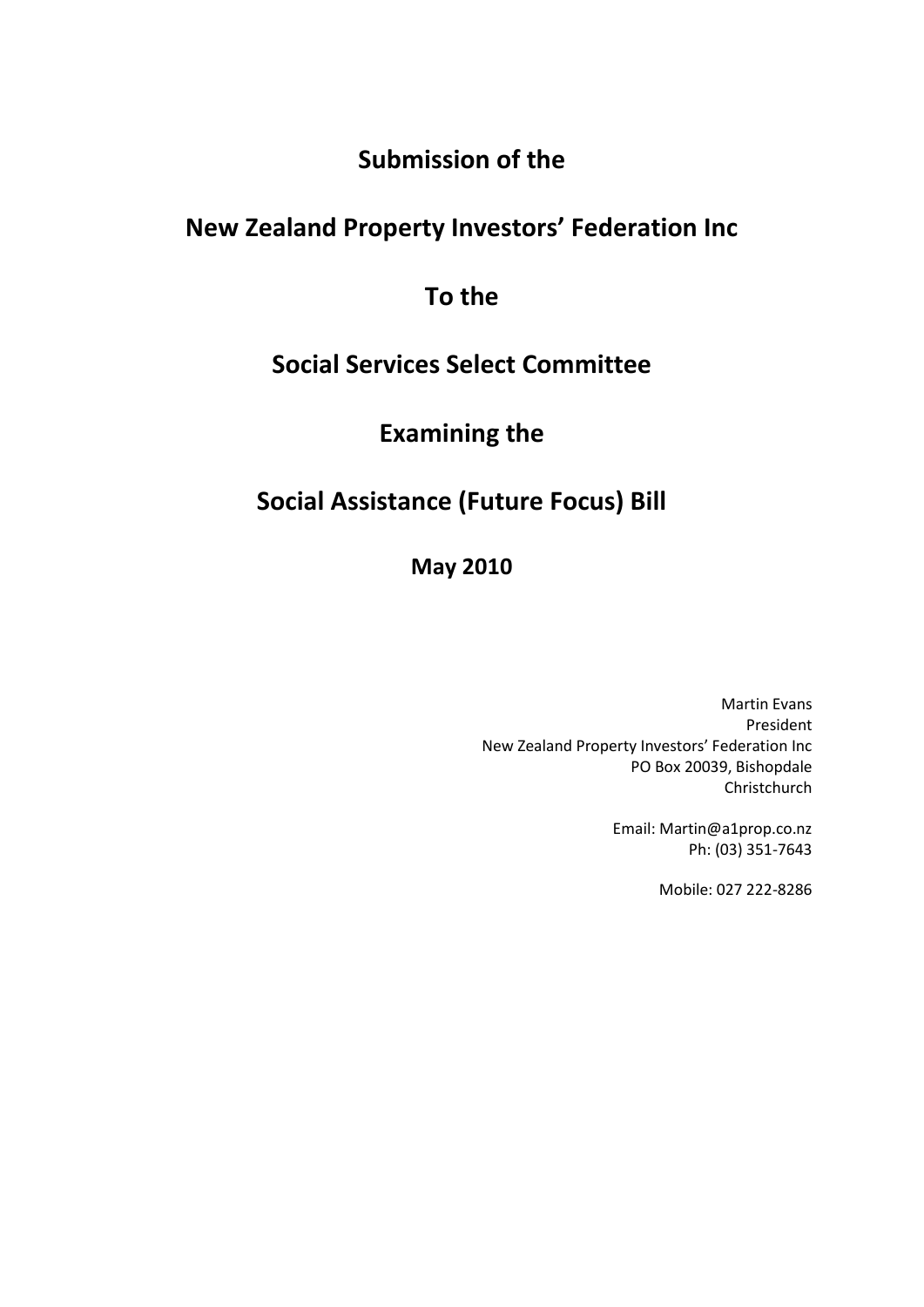# Submission of the

# New Zealand Property Investors' Federation Inc

# To the

# Social Services Select Committee

# Examining the

# Social Assistance (Future Focus) Bill

## May 2010

Martin Evans
President
New Zealand Property Investors' Federation Inc
PO Box 20039, Bishopdale
Christchurch

Email: Martin@a1prop.co.nz
Ph: (03) 351-7643

Mobile: 027 222-8286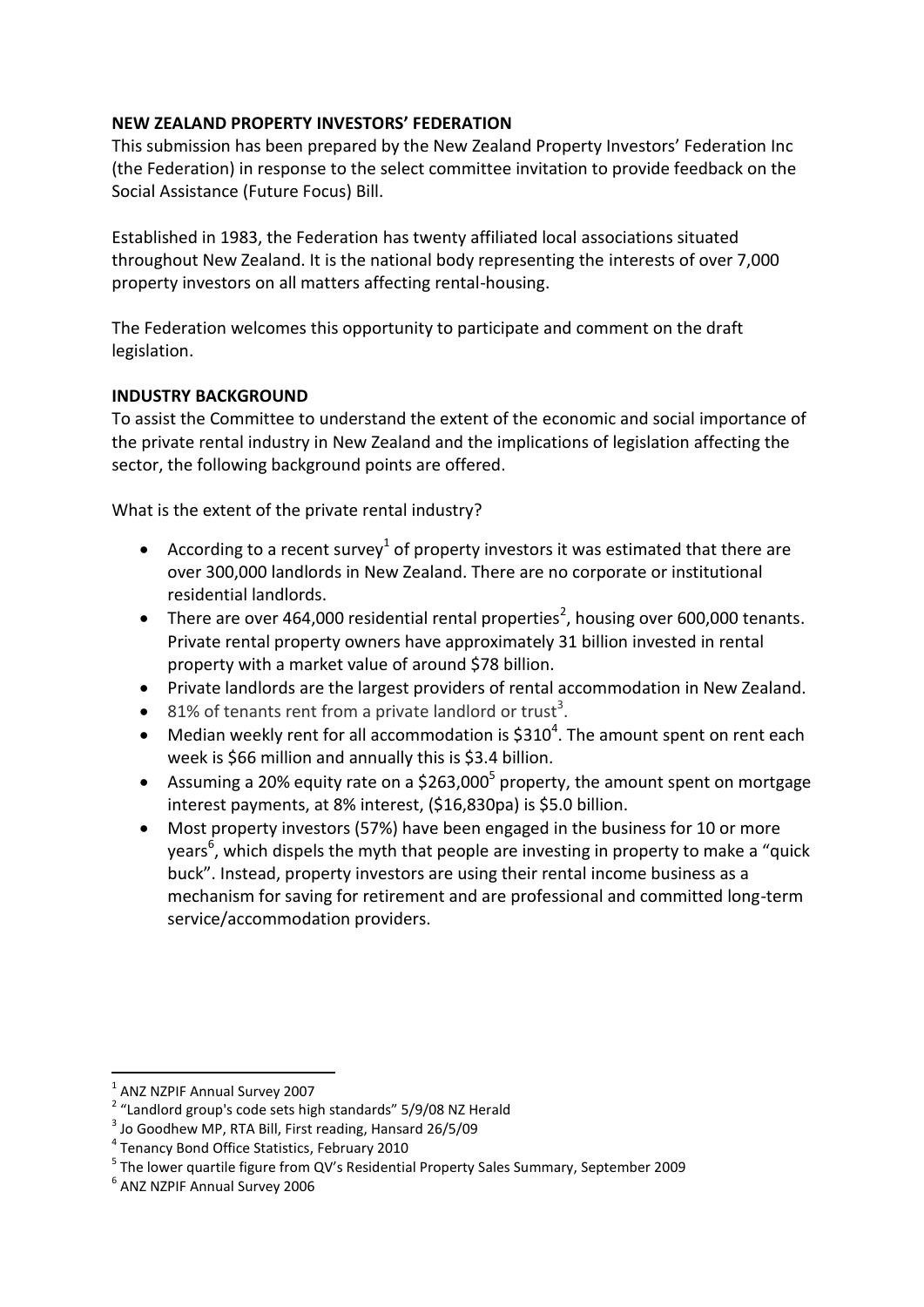**NEW ZEALAND PROPERTY INVESTORS' FEDERATION**

This submission has been prepared by the New Zealand Property Investors' Federation Inc (the Federation) in response to the select committee invitation to provide feedback on the Social Assistance (Future Focus) Bill.

Established in 1983, the Federation has twenty affiliated local associations situated throughout New Zealand. It is the national body representing the interests of over 7,000 property investors on all matters affecting rental-housing.

The Federation welcomes this opportunity to participate and comment on the draft legislation.

**INDUSTRY BACKGROUND**

To assist the Committee to understand the extent of the economic and social importance of the private rental industry in New Zealand and the implications of legislation affecting the sector, the following background points are offered.

What is the extent of the private rental industry?

- According to a recent survey[1] of property investors it was estimated that there are over 300,000 landlords in New Zealand. There are no corporate or institutional residential landlords.
- There are over 464,000 residential rental properties[2], housing over 600,000 tenants. Private rental property owners have approximately 31 billion invested in rental property with a market value of around $78 billion.
- Private landlords are the largest providers of rental accommodation in New Zealand.
- 81% of tenants rent from a private landlord or trust[3].
- Median weekly rent for all accommodation is $310[4]. The amount spent on rent each week is $66 million and annually this is $3.4 billion.
- Assuming a 20% equity rate on a $263,000[5] property, the amount spent on mortgage interest payments, at 8% interest, ($16,830pa) is $5.0 billion.
- Most property investors (57%) have been engaged in the business for 10 or more years[6], which dispels the myth that people are investing in property to make a "quick buck". Instead, property investors are using their rental income business as a mechanism for saving for retirement and are professional and committed long-term service/accommodation providers.

---

[1] ANZ NZPIF Annual Survey 2007

[2] "Landlord group's code sets high standards" 5/9/08 NZ Herald

[3] Jo Goodhew MP, RTA Bill, First reading, Hansard 26/5/09

[4] Tenancy Bond Office Statistics, February 2010

[5] The lower quartile figure from QV's Residential Property Sales Summary, September 2009

[6] ANZ NZPIF Annual Survey 2006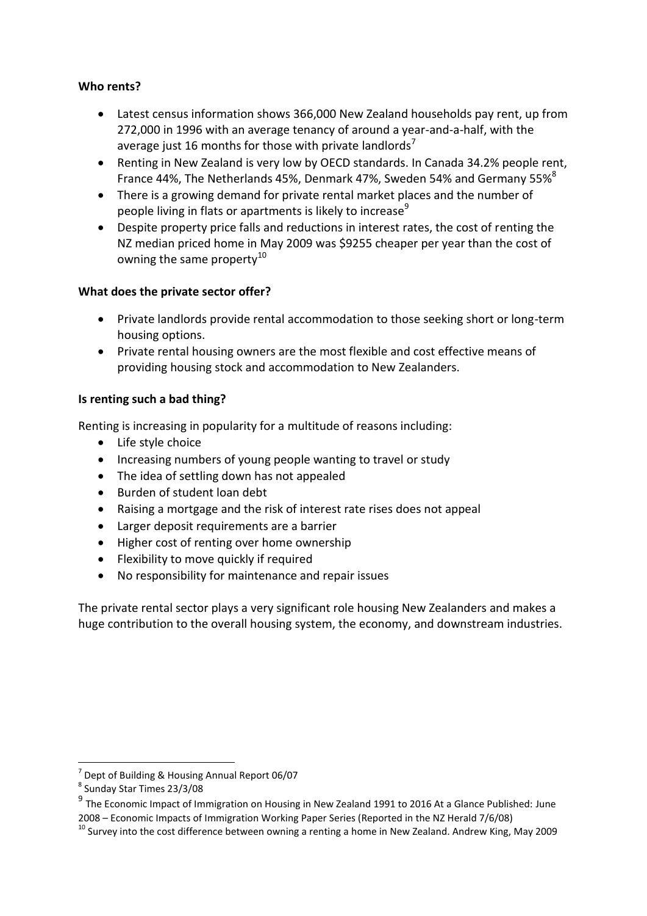**Who rents?**

- Latest census information shows 366,000 New Zealand households pay rent, up from 272,000 in 1996 with an average tenancy of around a year-and-a-half, with the average just 16 months for those with private landlords[7]
- Renting in New Zealand is very low by OECD standards. In Canada 34.2% people rent, France 44%, The Netherlands 45%, Denmark 47%, Sweden 54% and Germany 55%[8]
- There is a growing demand for private rental market places and the number of people living in flats or apartments is likely to increase[9]
- Despite property price falls and reductions in interest rates, the cost of renting the NZ median priced home in May 2009 was $9255 cheaper per year than the cost of owning the same property[10]

**What does the private sector offer?**

- Private landlords provide rental accommodation to those seeking short or long-term housing options.
- Private rental housing owners are the most flexible and cost effective means of providing housing stock and accommodation to New Zealanders.

**Is renting such a bad thing?**

Renting is increasing in popularity for a multitude of reasons including:

- Life style choice
- Increasing numbers of young people wanting to travel or study
- The idea of settling down has not appealed
- Burden of student loan debt
- Raising a mortgage and the risk of interest rate rises does not appeal
- Larger deposit requirements are a barrier
- Higher cost of renting over home ownership
- Flexibility to move quickly if required
- No responsibility for maintenance and repair issues

The private rental sector plays a very significant role housing New Zealanders and makes a huge contribution to the overall housing system, the economy, and downstream industries.

---

[7] Dept of Building & Housing Annual Report 06/07

[8] Sunday Star Times 23/3/08

[9] The Economic Impact of Immigration on Housing in New Zealand 1991 to 2016 At a Glance Published: June 2008 – Economic Impacts of Immigration Working Paper Series (Reported in the NZ Herald 7/6/08)

[10] Survey into the cost difference between owning a renting a home in New Zealand. Andrew King, May 2009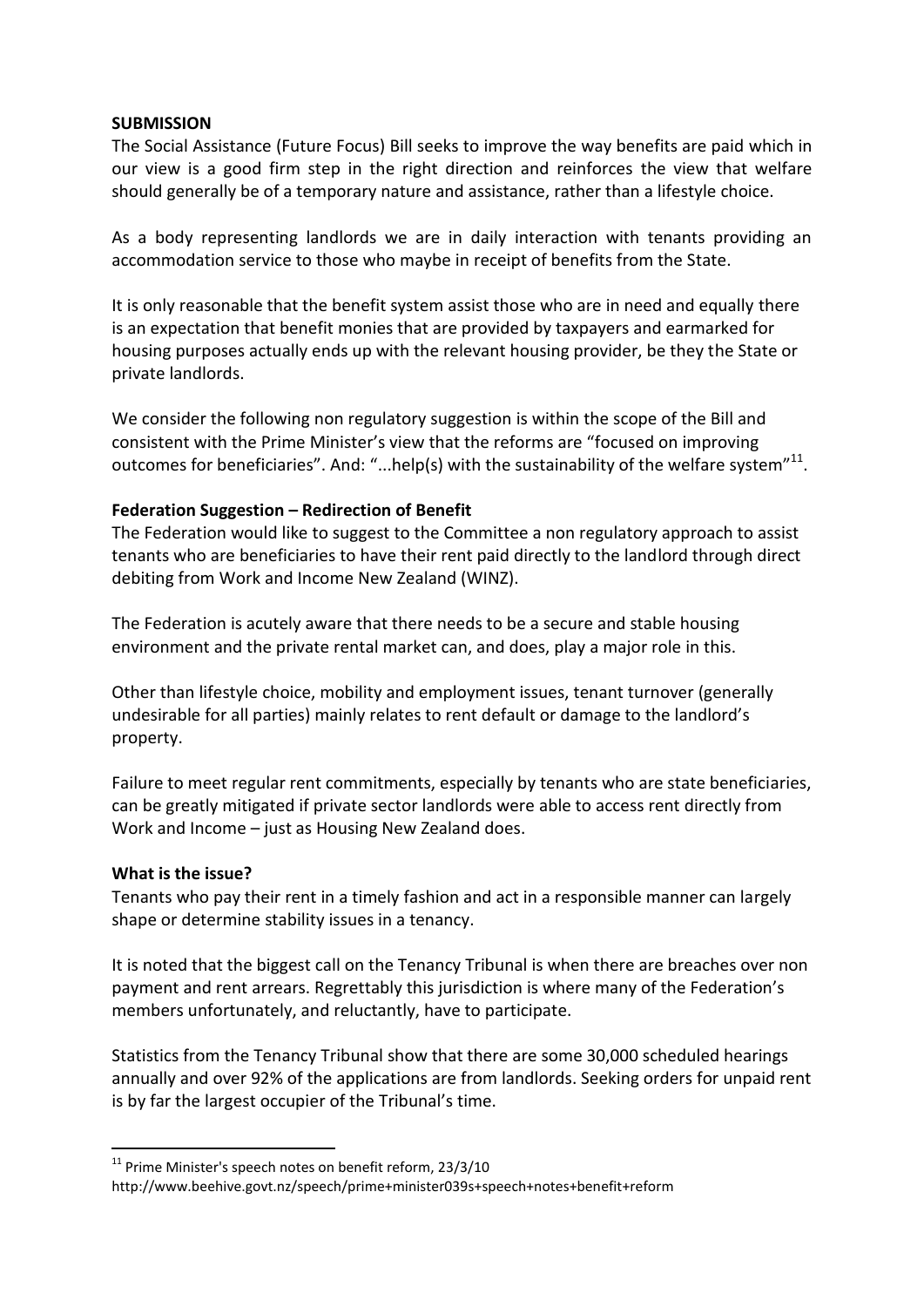**SUBMISSION**

The Social Assistance (Future Focus) Bill seeks to improve the way benefits are paid which in our view is a good firm step in the right direction and reinforces the view that welfare should generally be of a temporary nature and assistance, rather than a lifestyle choice.

As a body representing landlords we are in daily interaction with tenants providing an accommodation service to those who maybe in receipt of benefits from the State.

It is only reasonable that the benefit system assist those who are in need and equally there is an expectation that benefit monies that are provided by taxpayers and earmarked for housing purposes actually ends up with the relevant housing provider, be they the State or private landlords.

We consider the following non regulatory suggestion is within the scope of the Bill and consistent with the Prime Minister's view that the reforms are "focused on improving outcomes for beneficiaries". And: "...help(s) with the sustainability of the welfare system"[11].

**Federation Suggestion – Redirection of Benefit**

The Federation would like to suggest to the Committee a non regulatory approach to assist tenants who are beneficiaries to have their rent paid directly to the landlord through direct debiting from Work and Income New Zealand (WINZ).

The Federation is acutely aware that there needs to be a secure and stable housing environment and the private rental market can, and does, play a major role in this.

Other than lifestyle choice, mobility and employment issues, tenant turnover (generally undesirable for all parties) mainly relates to rent default or damage to the landlord's property.

Failure to meet regular rent commitments, especially by tenants who are state beneficiaries, can be greatly mitigated if private sector landlords were able to access rent directly from Work and Income – just as Housing New Zealand does.

**What is the issue?**

Tenants who pay their rent in a timely fashion and act in a responsible manner can largely shape or determine stability issues in a tenancy.

It is noted that the biggest call on the Tenancy Tribunal is when there are breaches over non payment and rent arrears. Regrettably this jurisdiction is where many of the Federation's members unfortunately, and reluctantly, have to participate.

Statistics from the Tenancy Tribunal show that there are some 30,000 scheduled hearings annually and over 92% of the applications are from landlords. Seeking orders for unpaid rent is by far the largest occupier of the Tribunal's time.

---

[11] Prime Minister's speech notes on benefit reform, 23/3/10
http://www.beehive.govt.nz/speech/prime+minister039s+speech+notes+benefit+reform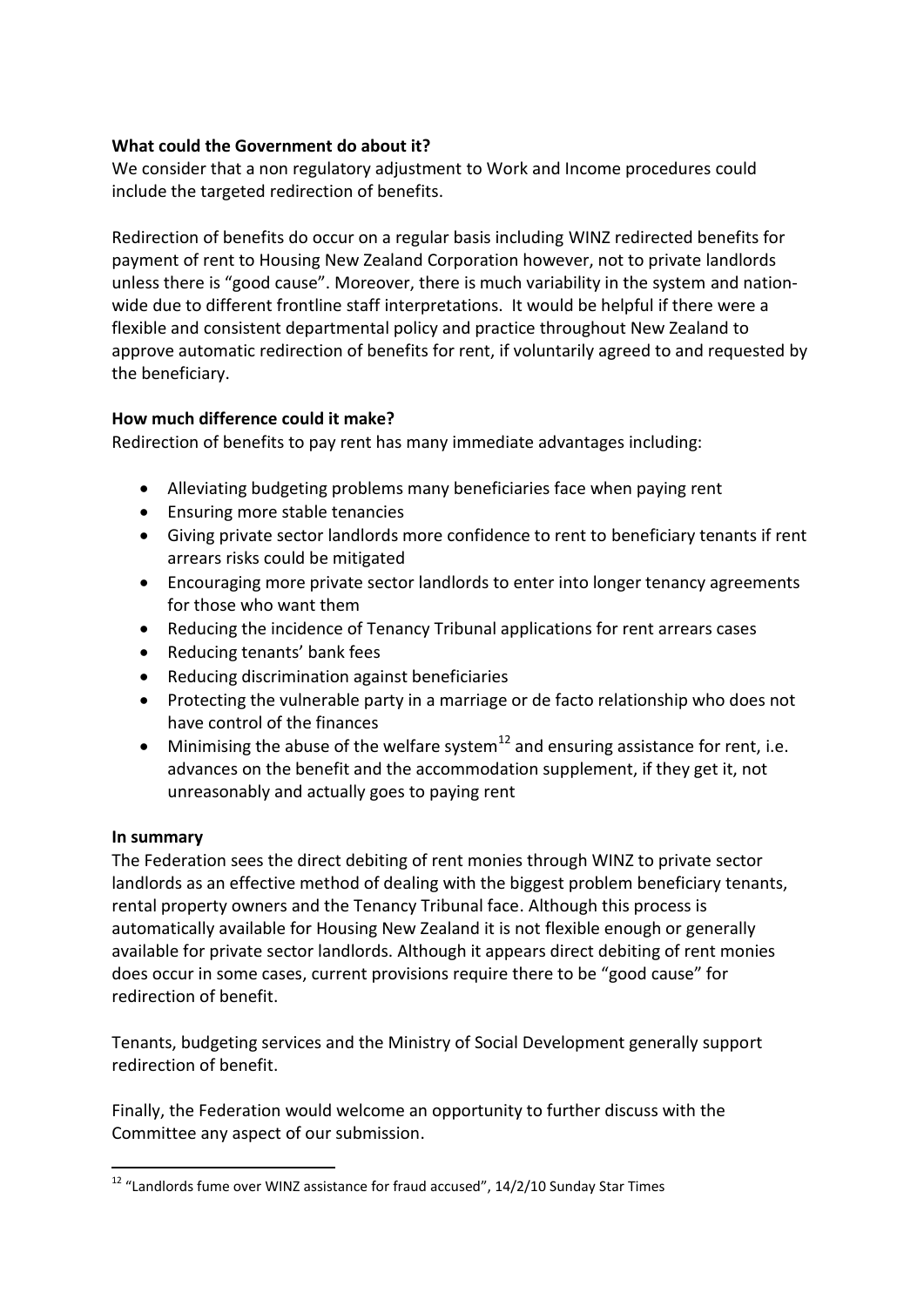**What could the Government do about it?**

We consider that a non regulatory adjustment to Work and Income procedures could include the targeted redirection of benefits.

Redirection of benefits do occur on a regular basis including WINZ redirected benefits for payment of rent to Housing New Zealand Corporation however, not to private landlords unless there is "good cause". Moreover, there is much variability in the system and nation-wide due to different frontline staff interpretations. It would be helpful if there were a flexible and consistent departmental policy and practice throughout New Zealand to approve automatic redirection of benefits for rent, if voluntarily agreed to and requested by the beneficiary.

**How much difference could it make?**

Redirection of benefits to pay rent has many immediate advantages including:

- Alleviating budgeting problems many beneficiaries face when paying rent
- Ensuring more stable tenancies
- Giving private sector landlords more confidence to rent to beneficiary tenants if rent arrears risks could be mitigated
- Encouraging more private sector landlords to enter into longer tenancy agreements for those who want them
- Reducing the incidence of Tenancy Tribunal applications for rent arrears cases
- Reducing tenants' bank fees
- Reducing discrimination against beneficiaries
- Protecting the vulnerable party in a marriage or de facto relationship who does not have control of the finances
- Minimising the abuse of the welfare system[12] and ensuring assistance for rent, i.e. advances on the benefit and the accommodation supplement, if they get it, not unreasonably and actually goes to paying rent

**In summary**

The Federation sees the direct debiting of rent monies through WINZ to private sector landlords as an effective method of dealing with the biggest problem beneficiary tenants, rental property owners and the Tenancy Tribunal face. Although this process is automatically available for Housing New Zealand it is not flexible enough or generally available for private sector landlords. Although it appears direct debiting of rent monies does occur in some cases, current provisions require there to be "good cause" for redirection of benefit.

Tenants, budgeting services and the Ministry of Social Development generally support redirection of benefit.

Finally, the Federation would welcome an opportunity to further discuss with the Committee any aspect of our submission.

---

[12] "Landlords fume over WINZ assistance for fraud accused", 14/2/10 Sunday Star Times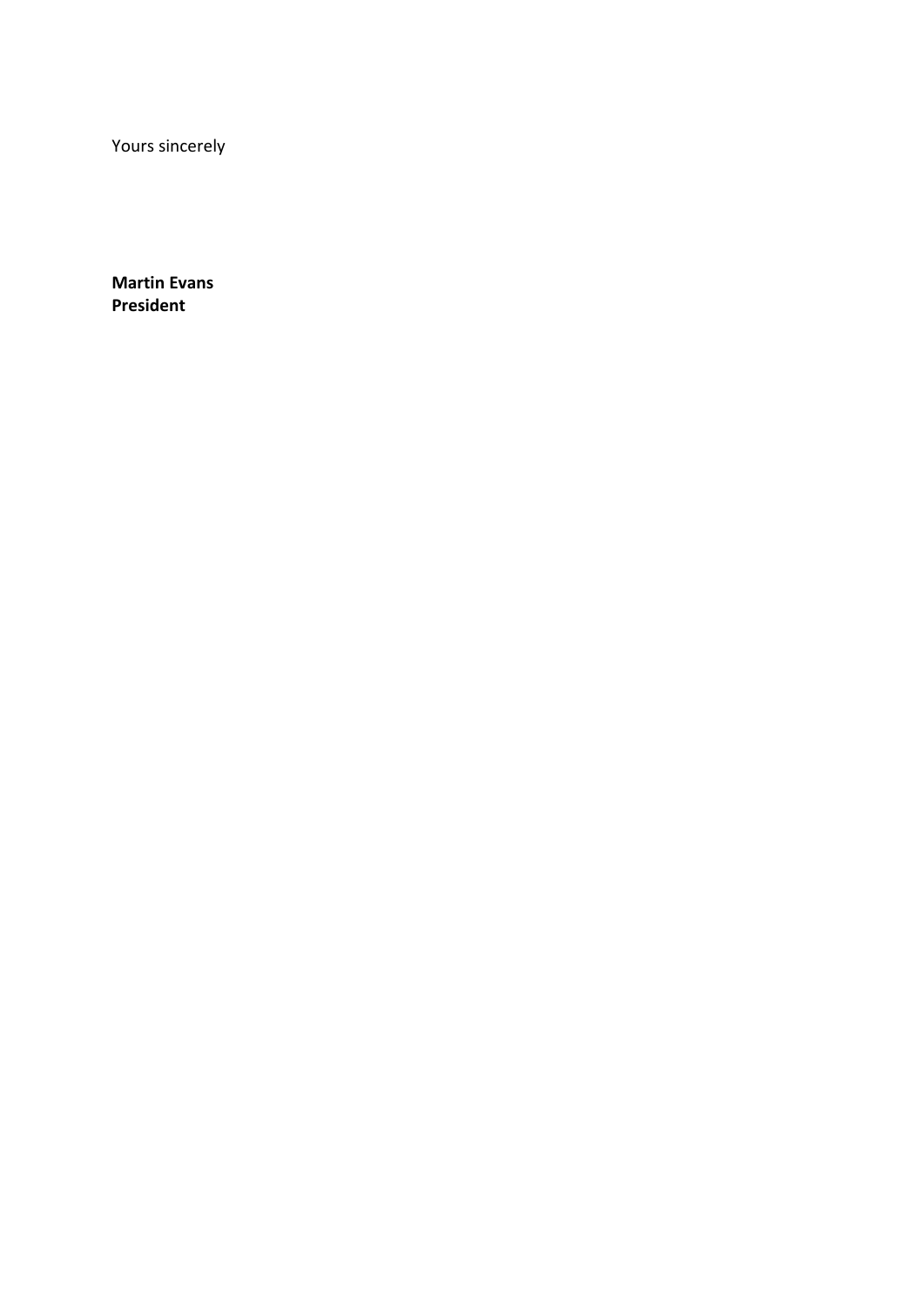Yours sincerely

**Martin Evans**
**President**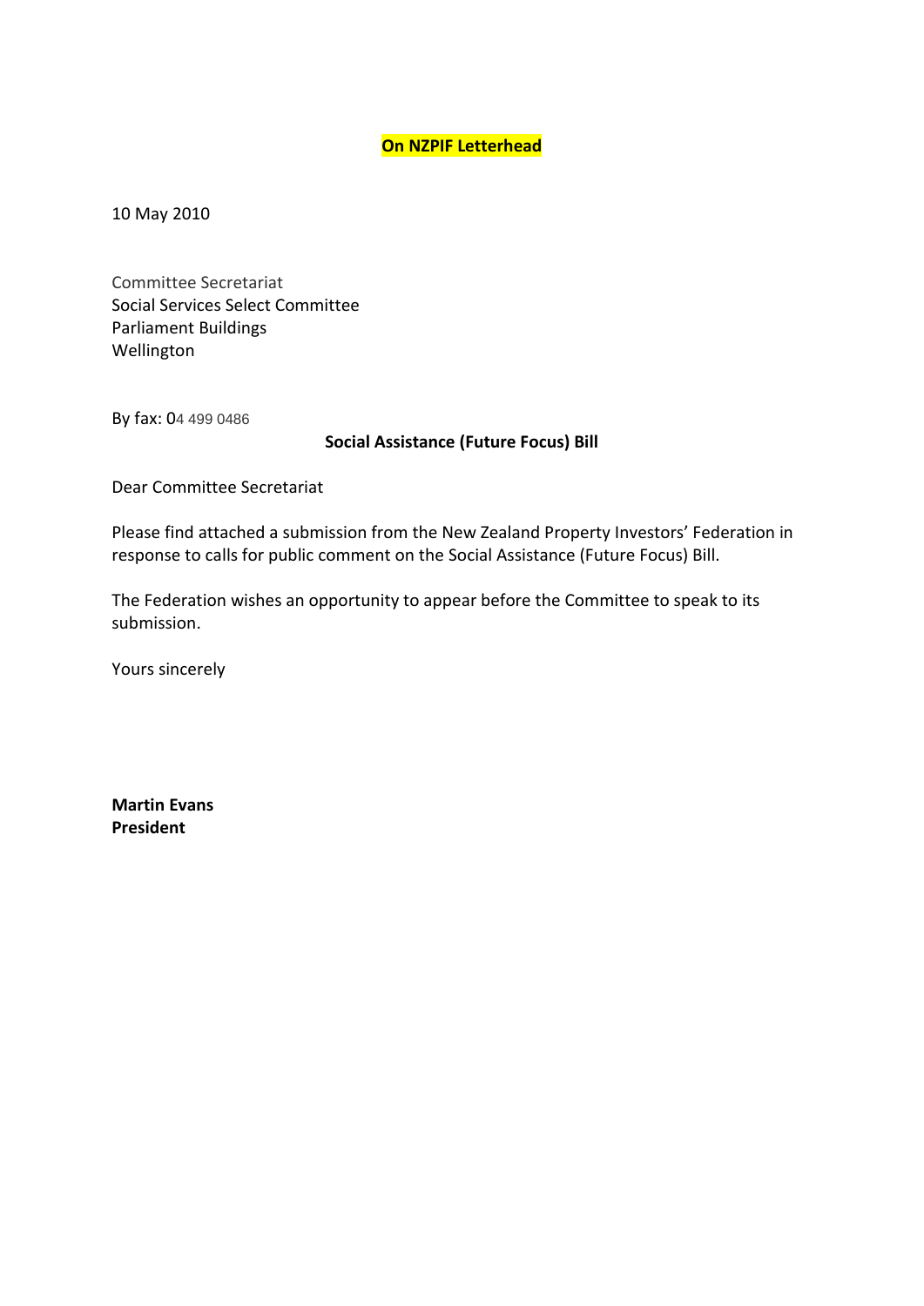**On NZPIF Letterhead**

10 May 2010

Committee Secretariat
Social Services Select Committee
Parliament Buildings
Wellington

By fax: 04 499 0486

**Social Assistance (Future Focus) Bill**

Dear Committee Secretariat

Please find attached a submission from the New Zealand Property Investors' Federation in response to calls for public comment on the Social Assistance (Future Focus) Bill.

The Federation wishes an opportunity to appear before the Committee to speak to its submission.

Yours sincerely

**Martin Evans**
**President**